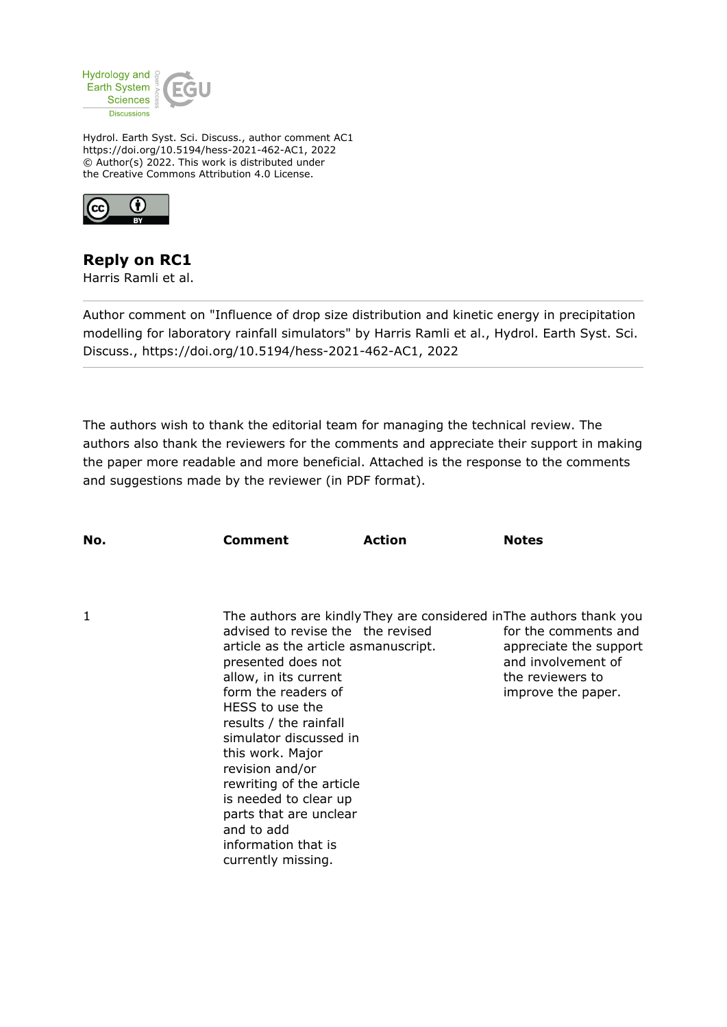Hydrology and Earth System Sciences Discussions

Hydrol. Earth Syst. Sci. Discuss., author comment AC1
https://doi.org/10.5194/hess-2021-462-AC1, 2022
© Author(s) 2022. This work is distributed under
the Creative Commons Attribution 4.0 License.

# Reply on RC1

Harris Ramli et al.

---

Author comment on "Influence of drop size distribution and kinetic energy in precipitation modelling for laboratory rainfall simulators" by Harris Ramli et al., Hydrol. Earth Syst. Sci. Discuss., https://doi.org/10.5194/hess-2021-462-AC1, 2022

---

The authors wish to thank the editorial team for managing the technical review. The authors also thank the reviewers for the comments and appreciate their support in making the paper more readable and more beneficial. Attached is the response to the comments and suggestions made by the reviewer (in PDF format).

| No. | Comment | Action | Notes |
| --- | --- | --- | --- |
| 1 | The authors are kindly advised to revise the article as the article as presented does not allow, in its current form the readers of HESS to use the results / the rainfall simulator discussed in this work. Major revision and/or rewriting of the article is needed to clear up parts that are unclear and to add information that is currently missing. | They are considered in the revised manuscript. | The authors thank you for the comments and appreciate the support and involvement of the reviewers to improve the paper. |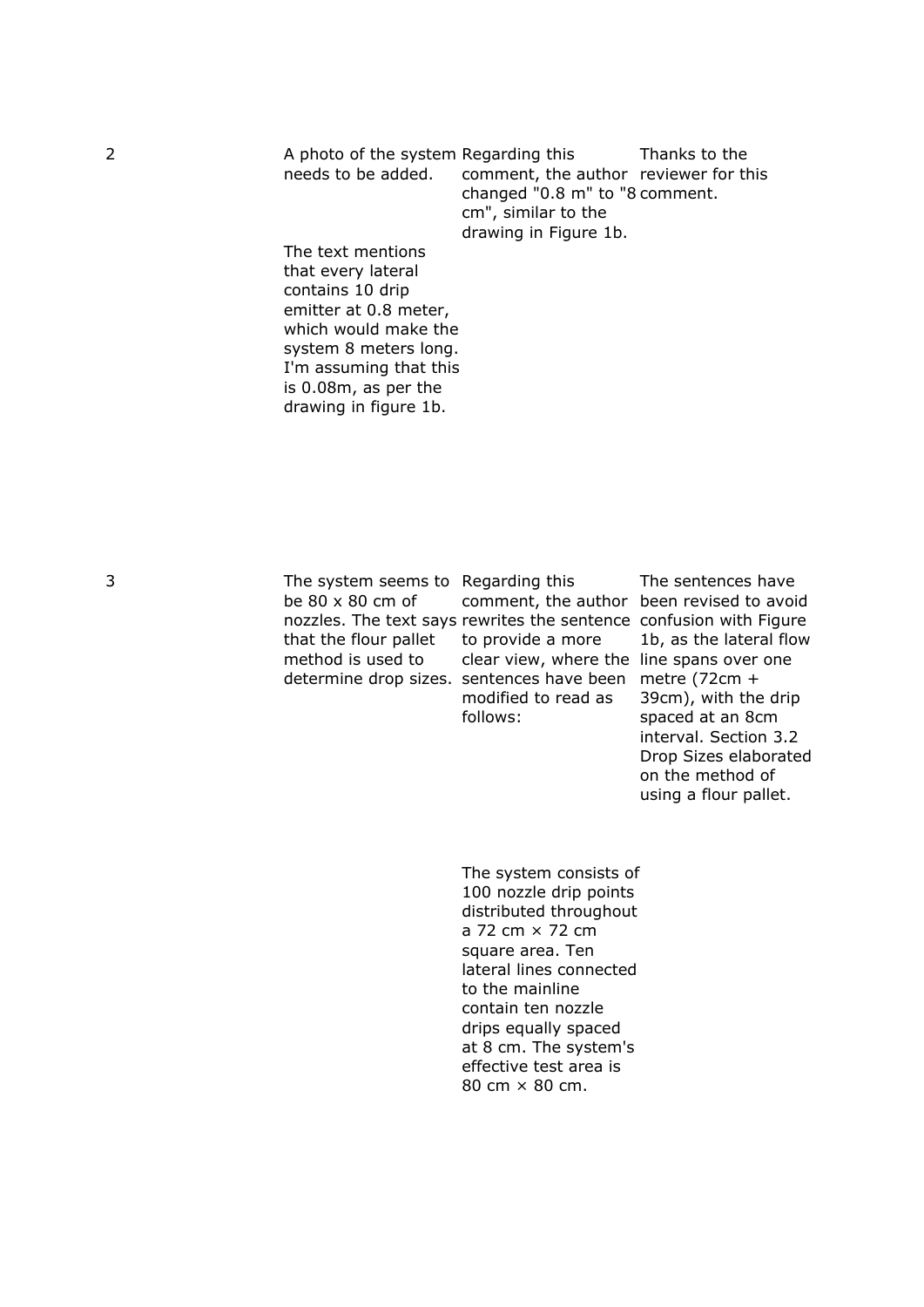| | | | |
|---|---|---|---|
| 2 | A photo of the system needs to be added.<br><br>The text mentions that every lateral contains 10 drip emitter at 0.8 meter, which would make the system 8 meters long. I'm assuming that this is 0.08m, as per the drawing in figure 1b. | Regarding this comment, the author changed "0.8 m" to "8 cm", similar to the drawing in Figure 1b. | Thanks to the reviewer for this comment. |
| 3 | The system seems to be 80 x 80 cm of nozzles. The text says that the flour pallet method is used to determine drop sizes. | Regarding this comment, the author rewrites the sentence to provide a more clear view, where the sentences have been modified to read as follows:<br><br>The system consists of 100 nozzle drip points distributed throughout a 72 cm × 72 cm square area. Ten lateral lines connected to the mainline contain ten nozzle drips equally spaced at 8 cm. The system's effective test area is 80 cm × 80 cm. | The sentences have been revised to avoid confusion with Figure 1b, as the lateral flow line spans over one metre (72cm + 39cm), with the drip spaced at an 8cm interval. Section 3.2 Drop Sizes elaborated on the method of using a flour pallet. |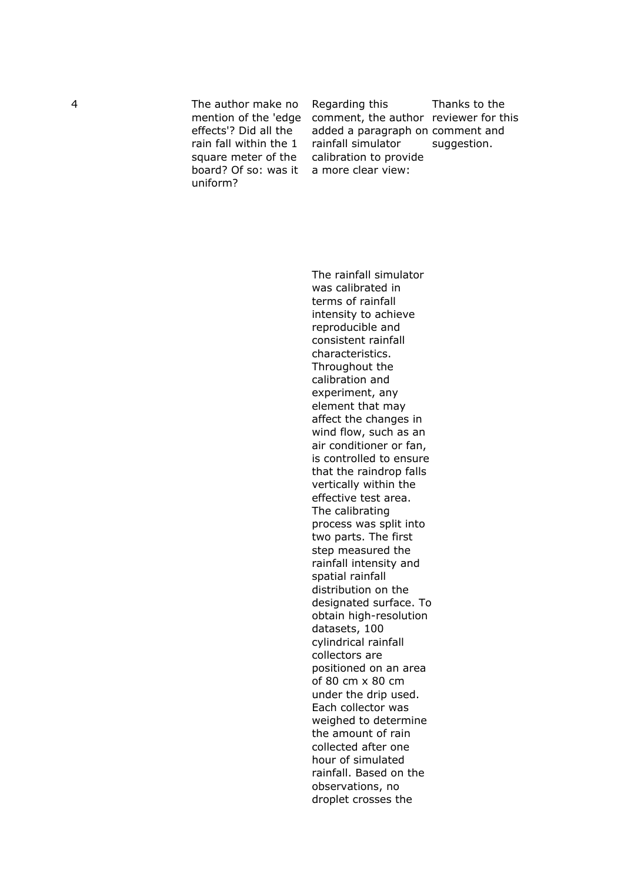| | | | |
|---|---|---|---|
| 4 | The author make no mention of the 'edge effects'? Did all the rain fall within the 1 square meter of the board? Of so: was it uniform? | Regarding this comment, the author added a paragraph on rainfall simulator calibration to provide a more clear view: | Thanks to the reviewer for this comment and suggestion. |
| | | The rainfall simulator was calibrated in terms of rainfall intensity to achieve reproducible and consistent rainfall characteristics. Throughout the calibration and experiment, any element that may affect the changes in wind flow, such as an air conditioner or fan, is controlled to ensure that the raindrop falls vertically within the effective test area. The calibrating process was split into two parts. The first step measured the rainfall intensity and spatial rainfall distribution on the designated surface. To obtain high-resolution datasets, 100 cylindrical rainfall collectors are positioned on an area of 80 cm x 80 cm under the drip used. Each collector was weighed to determine the amount of rain collected after one hour of simulated rainfall. Based on the observations, no droplet crosses the | |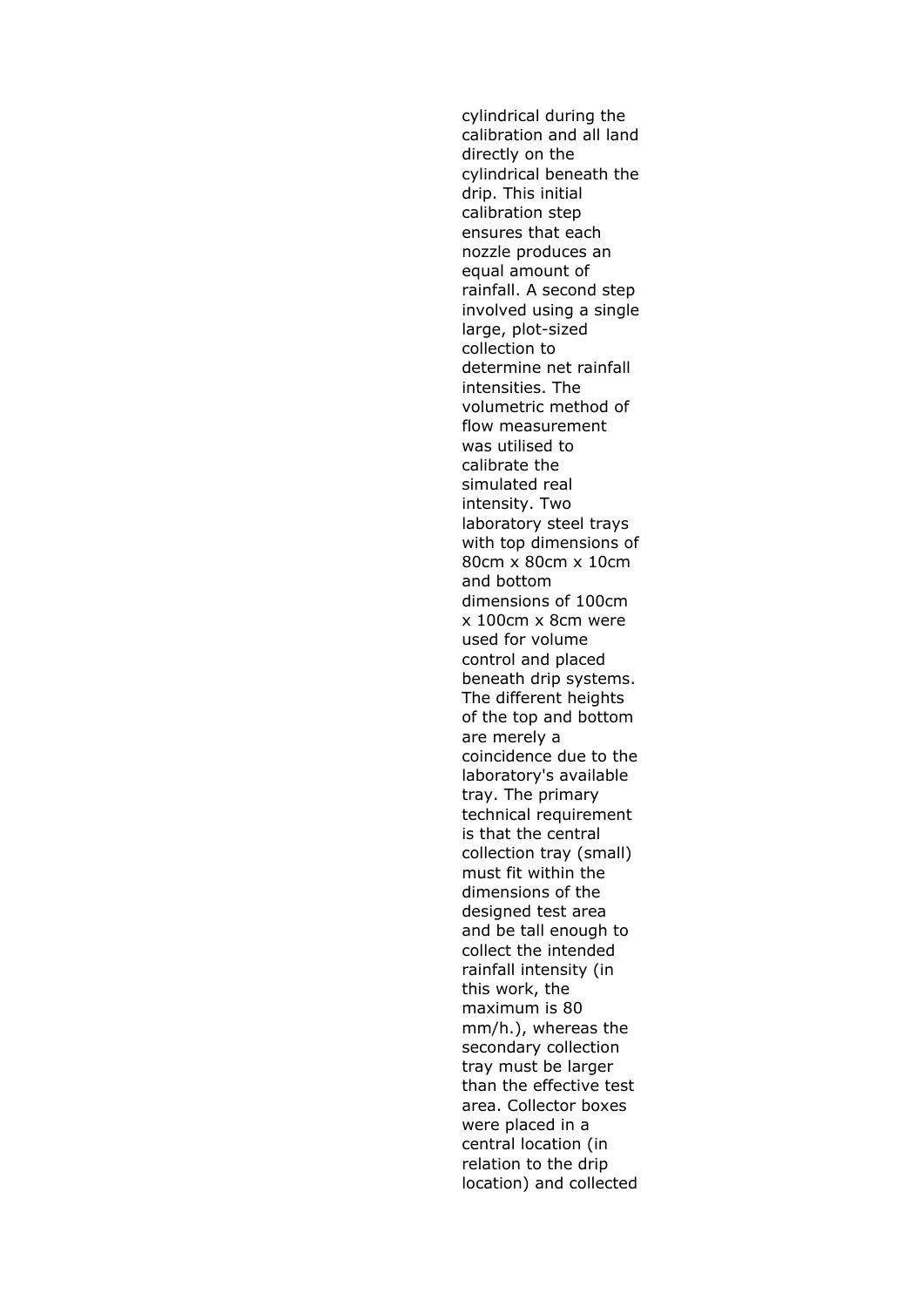cylindrical during the calibration and all land directly on the cylindrical beneath the drip. This initial calibration step ensures that each nozzle produces an equal amount of rainfall. A second step involved using a single large, plot-sized collection to determine net rainfall intensities. The volumetric method of flow measurement was utilised to calibrate the simulated real intensity. Two laboratory steel trays with top dimensions of 80cm x 80cm x 10cm and bottom dimensions of 100cm x 100cm x 8cm were used for volume control and placed beneath drip systems. The different heights of the top and bottom are merely a coincidence due to the laboratory's available tray. The primary technical requirement is that the central collection tray (small) must fit within the dimensions of the designed test area and be tall enough to collect the intended rainfall intensity (in this work, the maximum is 80 mm/h.), whereas the secondary collection tray must be larger than the effective test area. Collector boxes were placed in a central location (in relation to the drip location) and collected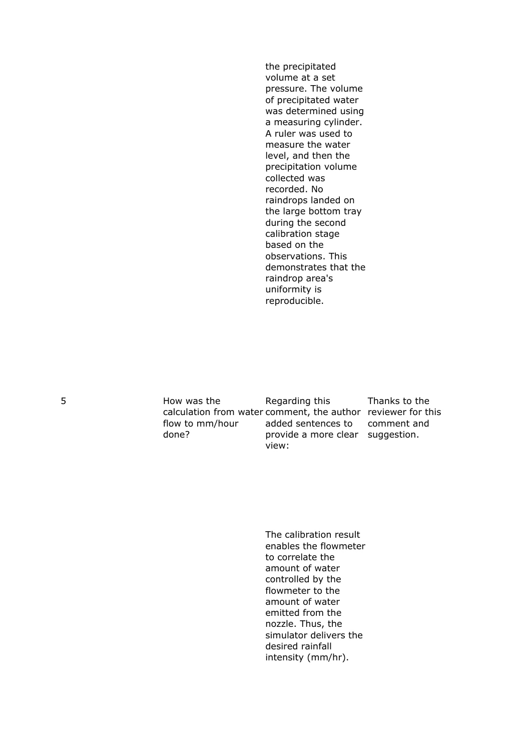|  |  |  |  |
|---|---|---|---|
|  |  | the precipitated volume at a set pressure. The volume of precipitated water was determined using a measuring cylinder. A ruler was used to measure the water level, and then the precipitation volume collected was recorded. No raindrops landed on the large bottom tray during the second calibration stage based on the observations. This demonstrates that the raindrop area's uniformity is reproducible. |  |
| 5 | How was the calculation from water flow to mm/hour done? | Regarding this comment, the author added sentences to provide a more clear view:<br><br>The calibration result enables the flowmeter to correlate the amount of water controlled by the flowmeter to the amount of water emitted from the nozzle. Thus, the simulator delivers the desired rainfall intensity (mm/hr). | Thanks to the reviewer for this comment and suggestion. |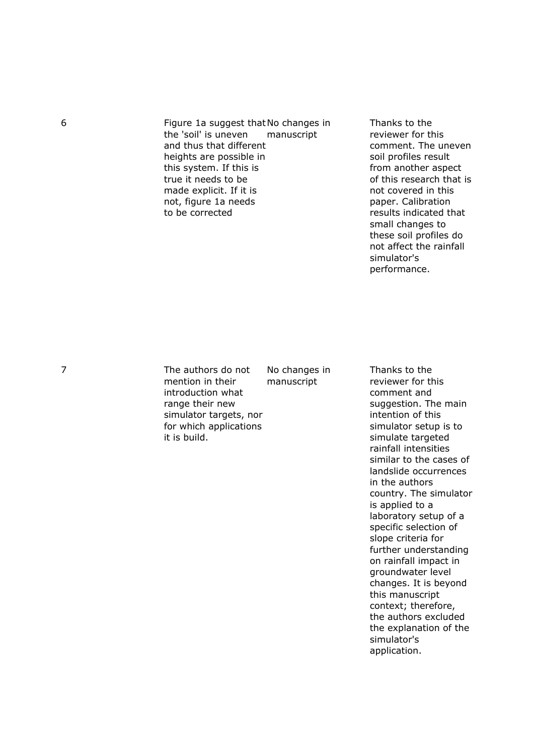| | | | |
|---|---|---|---|
| 6 | Figure 1a suggest that the 'soil' is uneven and thus that different heights are possible in this system. If this is true it needs to be made explicit. If it is not, figure 1a needs to be corrected | No changes in manuscript | Thanks to the reviewer for this comment. The uneven soil profiles result from another aspect of this research that is not covered in this paper. Calibration results indicated that small changes to these soil profiles do not affect the rainfall simulator's performance. |
| 7 | The authors do not mention in their introduction what range their new simulator targets, nor for which applications it is build. | No changes in manuscript | Thanks to the reviewer for this comment and suggestion. The main intention of this simulator setup is to simulate targeted rainfall intensities similar to the cases of landslide occurrences in the authors country. The simulator is applied to a laboratory setup of a specific selection of slope criteria for further understanding on rainfall impact in groundwater level changes. It is beyond this manuscript context; therefore, the authors excluded the explanation of the simulator's application. |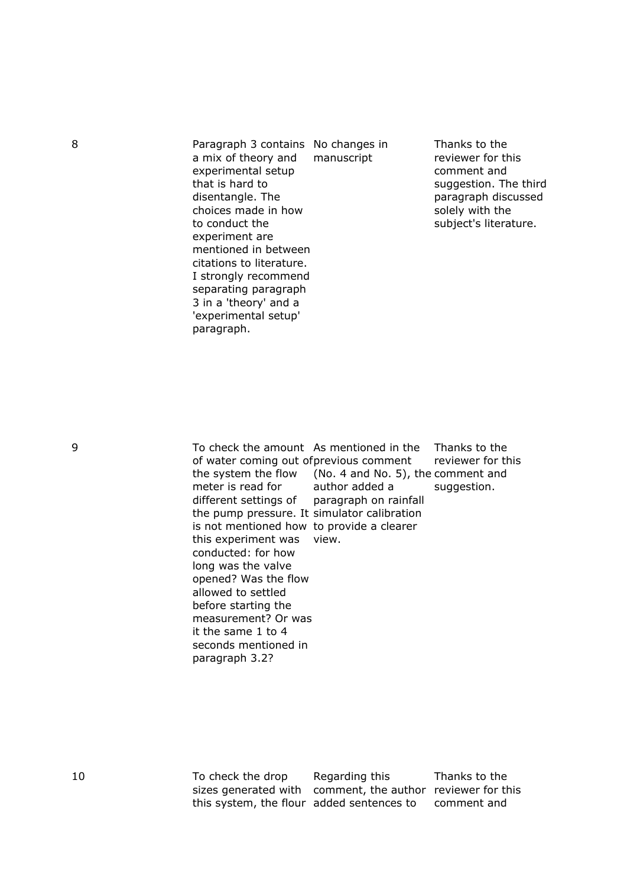| | | | |
|---|---|---|---|
| 8 | Paragraph 3 contains a mix of theory and experimental setup that is hard to disentangle. The choices made in how to conduct the experiment are mentioned in between citations to literature. I strongly recommend separating paragraph 3 in a 'theory' and a 'experimental setup' paragraph. | No changes in manuscript | Thanks to the reviewer for this comment and suggestion. The third paragraph discussed solely with the subject's literature. |
| 9 | To check the amount of water coming out of the system the flow meter is read for different settings of the pump pressure. It is not mentioned how this experiment was conducted: for how long was the valve opened? Was the flow allowed to settled before starting the measurement? Or was it the same 1 to 4 seconds mentioned in paragraph 3.2? | As mentioned in the previous comment (No. 4 and No. 5), the author added a paragraph on rainfall simulator calibration to provide a clearer view. | Thanks to the reviewer for this comment and suggestion. |
| 10 | To check the drop sizes generated with this system, the flour | Regarding this comment, the author added sentences to | Thanks to the reviewer for this comment and |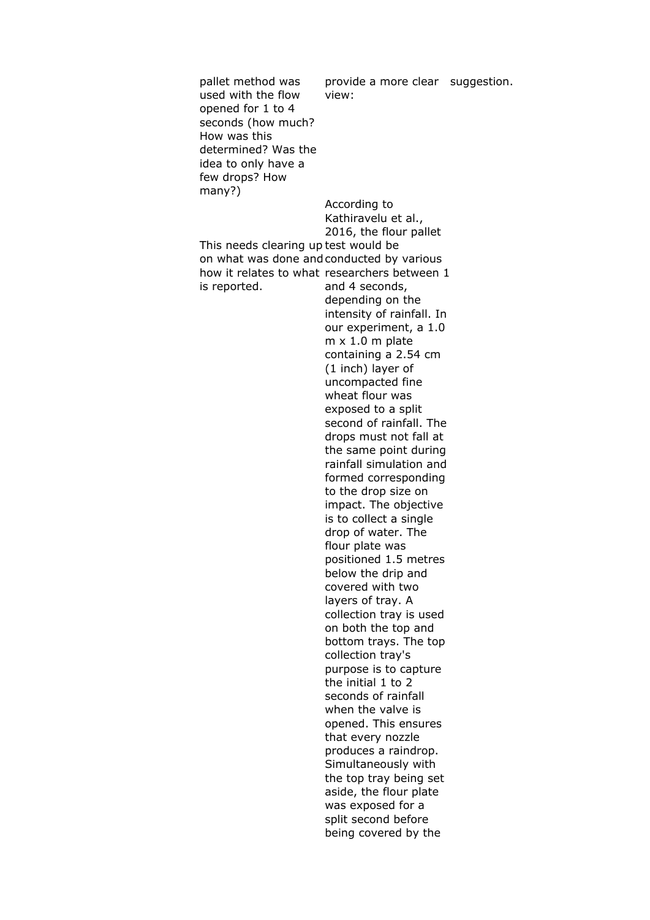| | | |
|---|---|---|
| pallet method was used with the flow opened for 1 to 4 seconds (how much? How was this determined? Was the idea to only have a few drops? How many?) | provide a more clear view: | suggestion. |
| This needs clearing up on what was done and how it relates to what is reported. | According to Kathiravelu et al., 2016, the flour pallet test would be conducted by various researchers between 1 and 4 seconds, depending on the intensity of rainfall. In our experiment, a 1.0 m x 1.0 m plate containing a 2.54 cm (1 inch) layer of uncompacted fine wheat flour was exposed to a split second of rainfall. The drops must not fall at the same point during rainfall simulation and formed corresponding to the drop size on impact. The objective is to collect a single drop of water. The flour plate was positioned 1.5 metres below the drip and covered with two layers of tray. A collection tray is used on both the top and bottom trays. The top collection tray's purpose is to capture the initial 1 to 2 seconds of rainfall when the valve is opened. This ensures that every nozzle produces a raindrop. Simultaneously with the top tray being set aside, the flour plate was exposed for a split second before being covered by the | |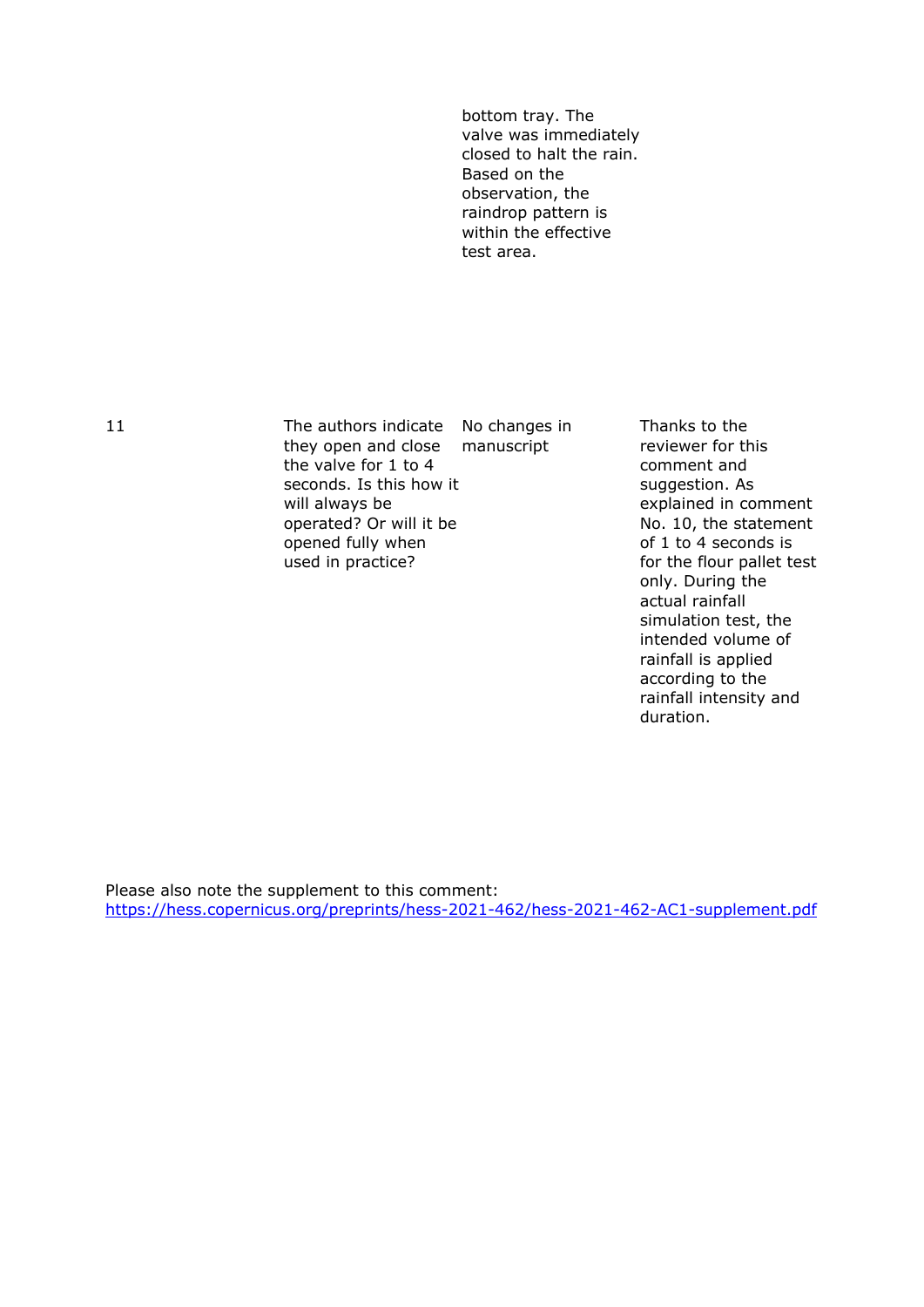| | | | |
|---|---|---|---|
| | | bottom tray. The valve was immediately closed to halt the rain. Based on the observation, the raindrop pattern is within the effective test area. | |
| 11 | The authors indicate they open and close the valve for 1 to 4 seconds. Is this how it will always be operated? Or will it be opened fully when used in practice? | No changes in manuscript | Thanks to the reviewer for this comment and suggestion. As explained in comment No. 10, the statement of 1 to 4 seconds is for the flour pallet test only. During the actual rainfall simulation test, the intended volume of rainfall is applied according to the rainfall intensity and duration. |

Please also note the supplement to this comment:
https://hess.copernicus.org/preprints/hess-2021-462/hess-2021-462-AC1-supplement.pdf